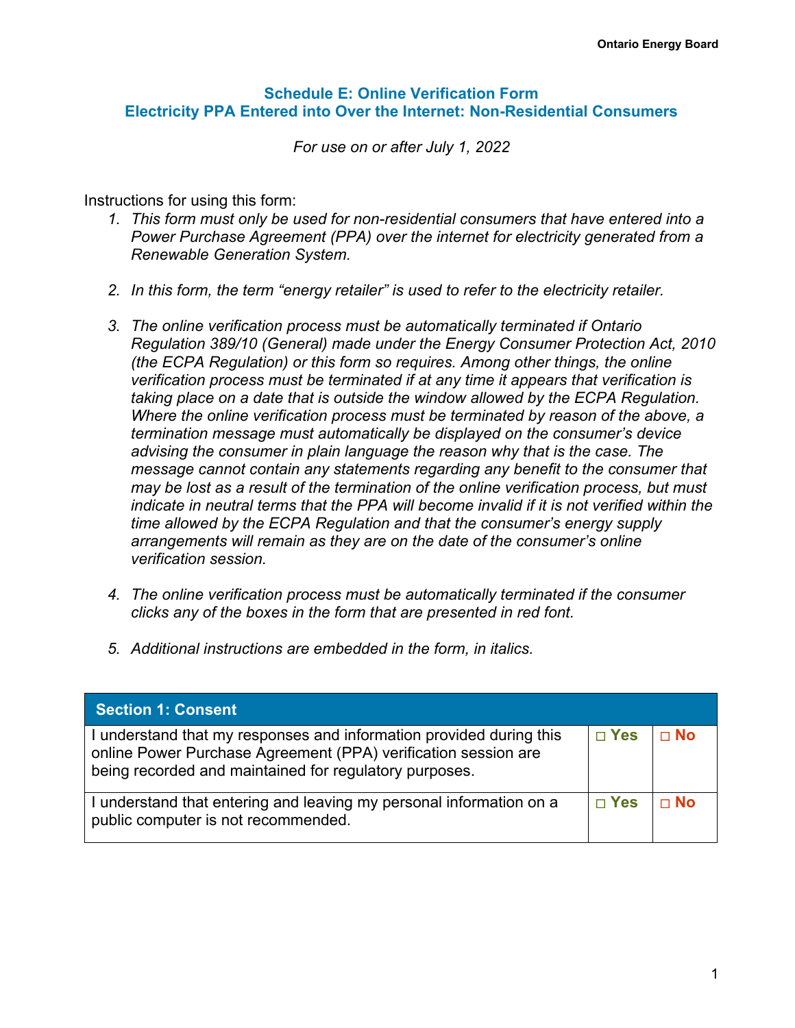# Schedule E: Online Verification Form
## Electricity PPA Entered into Over the Internet: Non-Residential Consumers

*For use on or after July 1, 2022*

Instructions for using this form:

1. *This form must only be used for non-residential consumers that have entered into a Power Purchase Agreement (PPA) over the internet for electricity generated from a Renewable Generation System.*

2. *In this form, the term "energy retailer" is used to refer to the electricity retailer.*

3. *The online verification process must be automatically terminated if Ontario Regulation 389/10 (General) made under the Energy Consumer Protection Act, 2010 (the ECPA Regulation) or this form so requires. Among other things, the online verification process must be terminated if at any time it appears that verification is taking place on a date that is outside the window allowed by the ECPA Regulation. Where the online verification process must be terminated by reason of the above, a termination message must automatically be displayed on the consumer's device advising the consumer in plain language the reason why that is the case. The message cannot contain any statements regarding any benefit to the consumer that may be lost as a result of the termination of the online verification process, but must indicate in neutral terms that the PPA will become invalid if it is not verified within the time allowed by the ECPA Regulation and that the consumer's energy supply arrangements will remain as they are on the date of the consumer's online verification session.*

4. *The online verification process must be automatically terminated if the consumer clicks any of the boxes in the form that are presented in red font.*

5. *Additional instructions are embedded in the form, in italics.*

| Section 1: Consent | | |
|---|---|---|
| I understand that my responses and information provided during this online Power Purchase Agreement (PPA) verification session are being recorded and maintained for regulatory purposes. | □ **Yes** | □ **No** |
| I understand that entering and leaving my personal information on a public computer is not recommended. | □ **Yes** | □ **No** |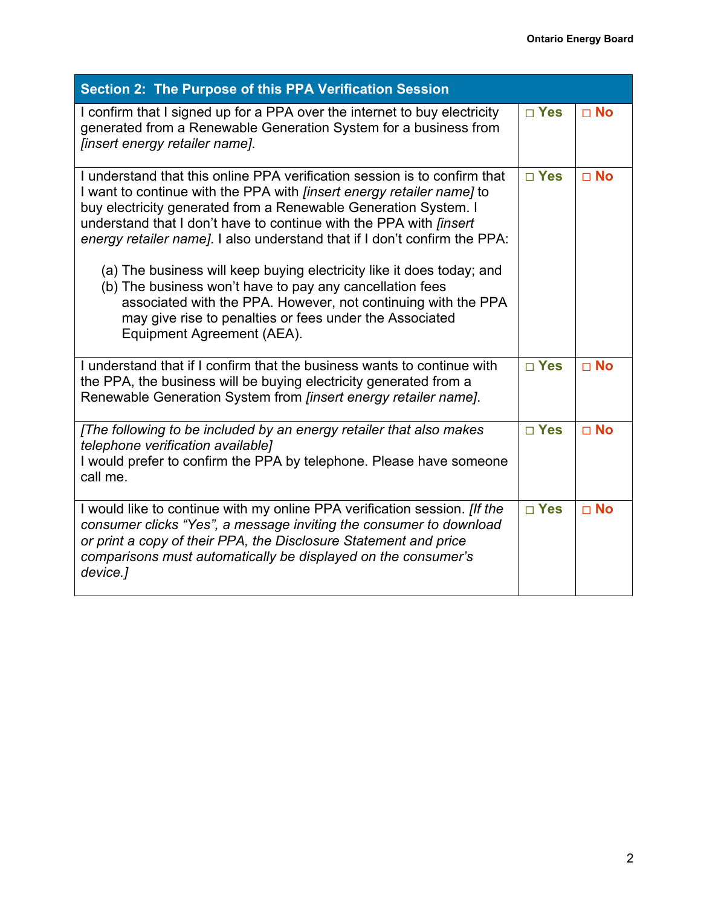| Section 2: The Purpose of this PPA Verification Session | | |
|---|---|---|
| I confirm that I signed up for a PPA over the internet to buy electricity generated from a Renewable Generation System for a business from *[insert energy retailer name]*. | □ Yes | □ No |
| I understand that this online PPA verification session is to confirm that I want to continue with the PPA with *[insert energy retailer name]* to buy electricity generated from a Renewable Generation System. I understand that I don't have to continue with the PPA with *[insert energy retailer name]*. I also understand that if I don't confirm the PPA:<br><br>(a) The business will keep buying electricity like it does today; and<br>(b) The business won't have to pay any cancellation fees associated with the PPA. However, not continuing with the PPA may give rise to penalties or fees under the Associated Equipment Agreement (AEA). | □ Yes | □ No |
| I understand that if I confirm that the business wants to continue with the PPA, the business will be buying electricity generated from a Renewable Generation System from *[insert energy retailer name]*. | □ Yes | □ No |
| *[The following to be included by an energy retailer that also makes telephone verification available]*<br>I would prefer to confirm the PPA by telephone. Please have someone call me. | □ Yes | □ No |
| I would like to continue with my online PPA verification session. *[If the consumer clicks "Yes", a message inviting the consumer to download or print a copy of their PPA, the Disclosure Statement and price comparisons must automatically be displayed on the consumer's device.]* | □ Yes | □ No |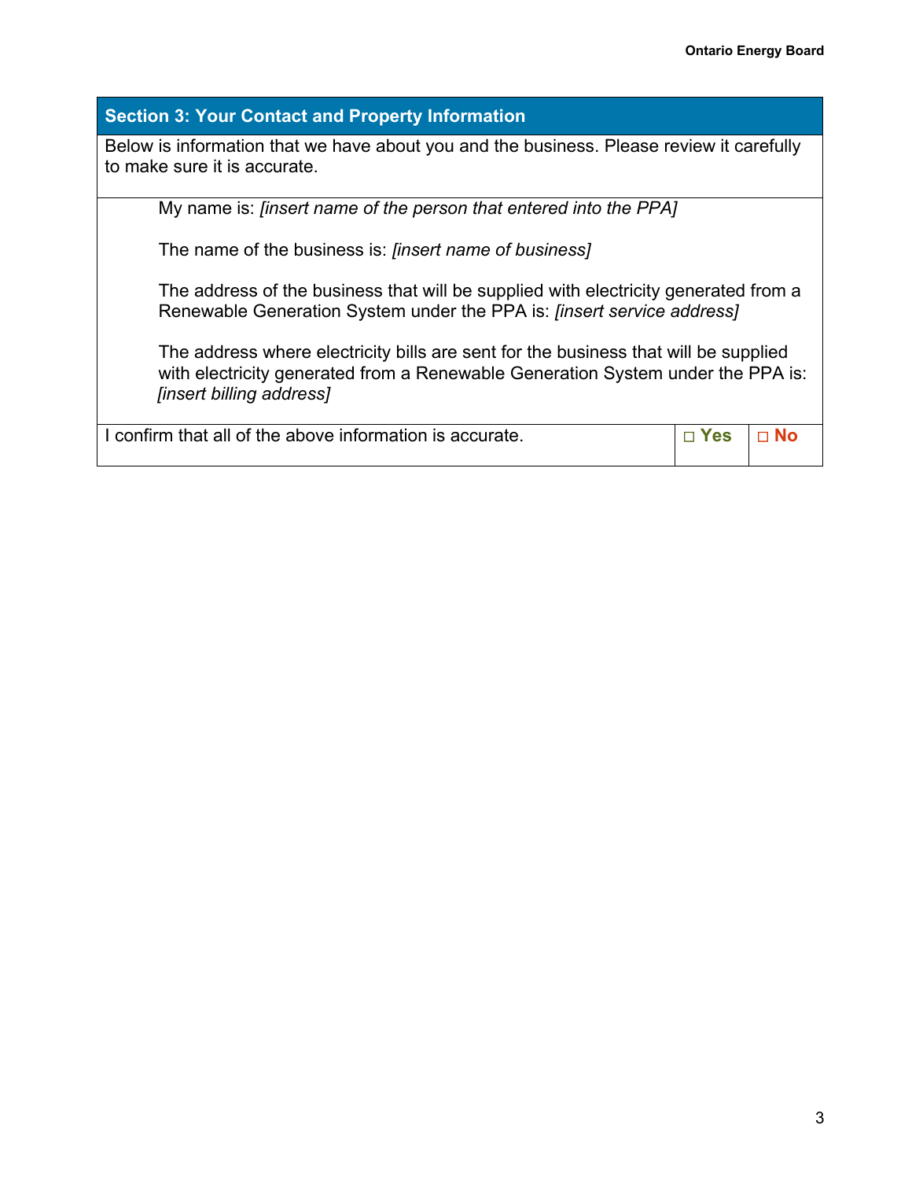## Section 3: Your Contact and Property Information

Below is information that we have about you and the business. Please review it carefully to make sure it is accurate.

My name is: *[insert name of the person that entered into the PPA]*

The name of the business is: *[insert name of business]*

The address of the business that will be supplied with electricity generated from a Renewable Generation System under the PPA is: *[insert service address]*

The address where electricity bills are sent for the business that will be supplied with electricity generated from a Renewable Generation System under the PPA is: *[insert billing address]*

| I confirm that all of the above information is accurate. | □ **Yes** | □ **No** |
|---|---|---|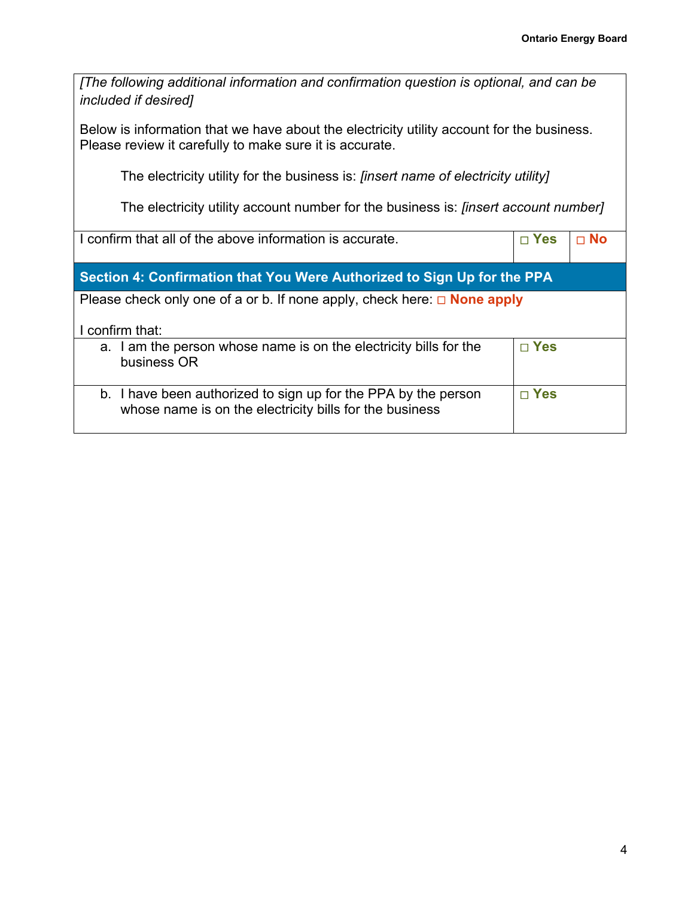*[The following additional information and confirmation question is optional, and can be included if desired]*

Below is information that we have about the electricity utility account for the business. Please review it carefully to make sure it is accurate.

The electricity utility for the business is: *[insert name of electricity utility]*

The electricity utility account number for the business is: *[insert account number]*

| I confirm that all of the above information is accurate. | □ **Yes** | □ **No** |
| --- | --- | --- |

## Section 4: Confirmation that You Were Authorized to Sign Up for the PPA

Please check only one of a or b. If none apply, check here: □ **None apply**

I confirm that:

| | |
| --- | --- |
| a. I am the person whose name is on the electricity bills for the business OR | □ **Yes** |
| b. I have been authorized to sign up for the PPA by the person whose name is on the electricity bills for the business | □ **Yes** |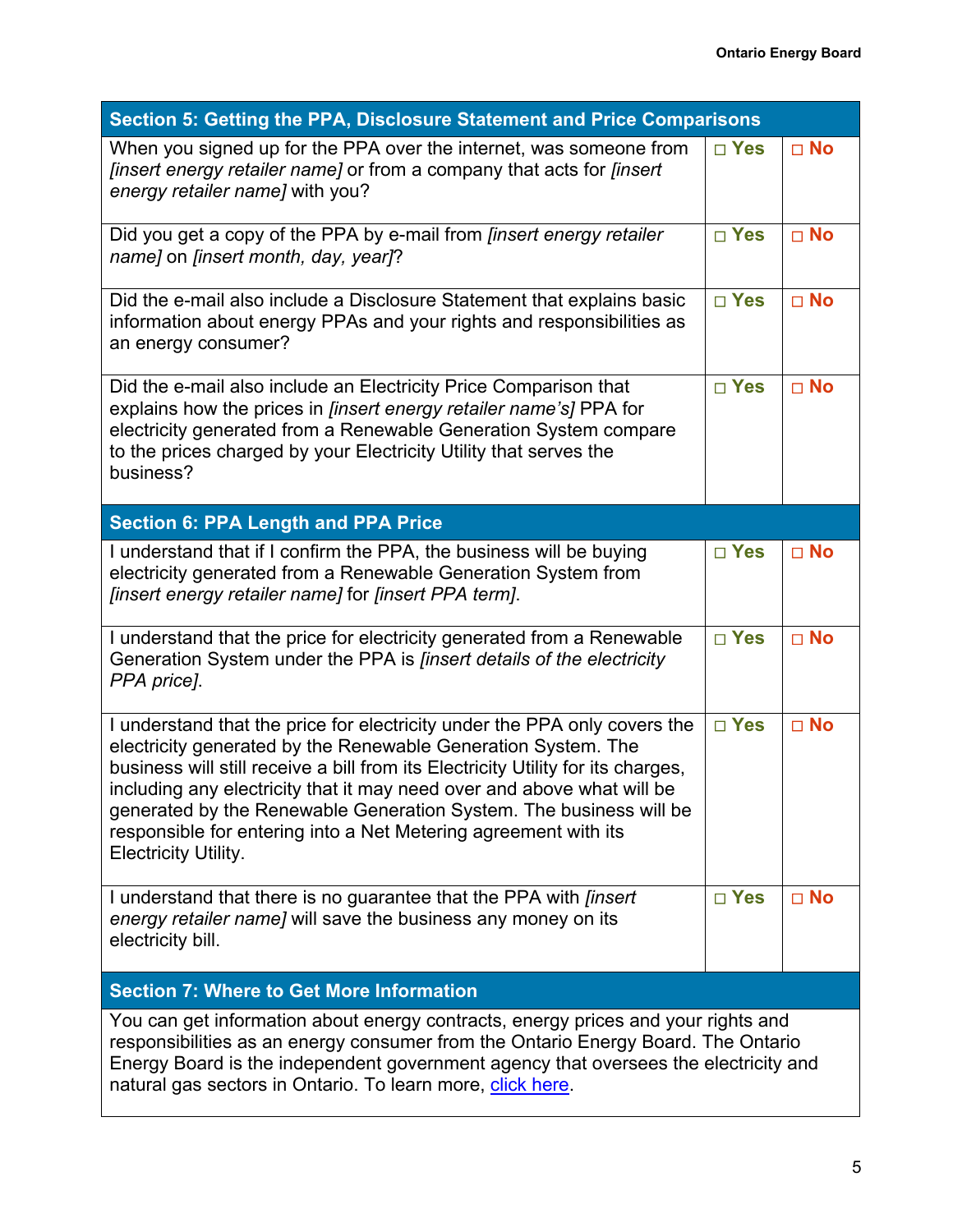| Section 5: Getting the PPA, Disclosure Statement and Price Comparisons | | |
|---|---|---|
| When you signed up for the PPA over the internet, was someone from *[insert energy retailer name]* or from a company that acts for *[insert energy retailer name]* with you? | □ Yes | □ No |
| Did you get a copy of the PPA by e-mail from *[insert energy retailer name]* on *[insert month, day, year]*? | □ Yes | □ No |
| Did the e-mail also include a Disclosure Statement that explains basic information about energy PPAs and your rights and responsibilities as an energy consumer? | □ Yes | □ No |
| Did the e-mail also include an Electricity Price Comparison that explains how the prices in *[insert energy retailer name's]* PPA for electricity generated from a Renewable Generation System compare to the prices charged by your Electricity Utility that serves the business? | □ Yes | □ No |
| **Section 6: PPA Length and PPA Price** | | |
| I understand that if I confirm the PPA, the business will be buying electricity generated from a Renewable Generation System from *[insert energy retailer name]* for *[insert PPA term]*. | □ Yes | □ No |
| I understand that the price for electricity generated from a Renewable Generation System under the PPA is *[insert details of the electricity PPA price]*. | □ Yes | □ No |
| I understand that the price for electricity under the PPA only covers the electricity generated by the Renewable Generation System. The business will still receive a bill from its Electricity Utility for its charges, including any electricity that it may need over and above what will be generated by the Renewable Generation System. The business will be responsible for entering into a Net Metering agreement with its Electricity Utility. | □ Yes | □ No |
| I understand that there is no guarantee that the PPA with *[insert energy retailer name]* will save the business any money on its electricity bill. | □ Yes | □ No |
| **Section 7: Where to Get More Information** | | |
| You can get information about energy contracts, energy prices and your rights and responsibilities as an energy consumer from the Ontario Energy Board. The Ontario Energy Board is the independent government agency that oversees the electricity and natural gas sectors in Ontario. To learn more, click here. | | |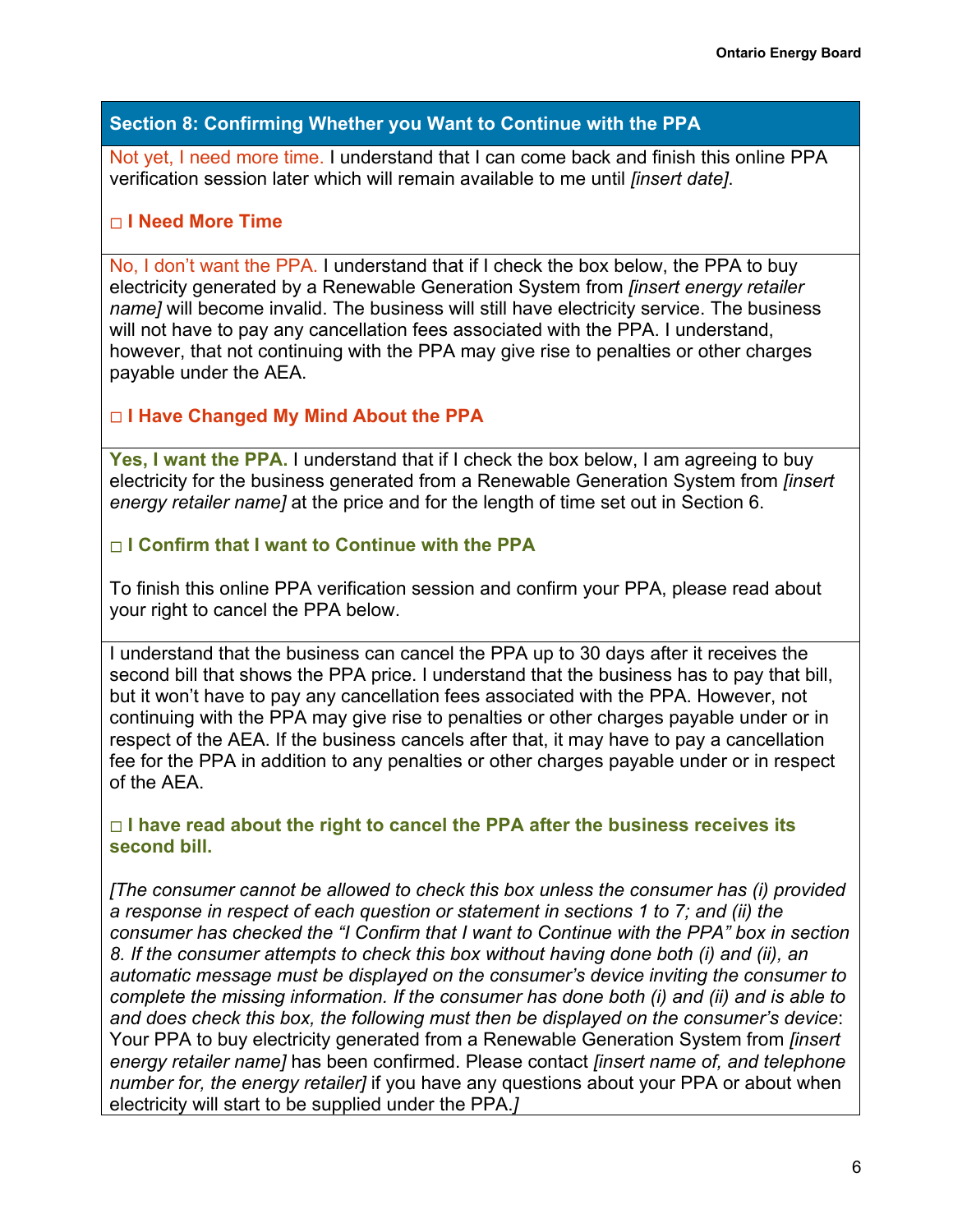## Section 8: Confirming Whether you Want to Continue with the PPA

Not yet, I need more time. I understand that I can come back and finish this online PPA verification session later which will remain available to me until *[insert date]*.

□ **I Need More Time**

No, I don't want the PPA. I understand that if I check the box below, the PPA to buy electricity generated by a Renewable Generation System from *[insert energy retailer name]* will become invalid. The business will still have electricity service. The business will not have to pay any cancellation fees associated with the PPA. I understand, however, that not continuing with the PPA may give rise to penalties or other charges payable under the AEA.

□ **I Have Changed My Mind About the PPA**

**Yes, I want the PPA.** I understand that if I check the box below, I am agreeing to buy electricity for the business generated from a Renewable Generation System from *[insert energy retailer name]* at the price and for the length of time set out in Section 6.

□ **I Confirm that I want to Continue with the PPA**

To finish this online PPA verification session and confirm your PPA, please read about your right to cancel the PPA below.

I understand that the business can cancel the PPA up to 30 days after it receives the second bill that shows the PPA price. I understand that the business has to pay that bill, but it won't have to pay any cancellation fees associated with the PPA. However, not continuing with the PPA may give rise to penalties or other charges payable under or in respect of the AEA. If the business cancels after that, it may have to pay a cancellation fee for the PPA in addition to any penalties or other charges payable under or in respect of the AEA.

□ **I have read about the right to cancel the PPA after the business receives its second bill.**

*[The consumer cannot be allowed to check this box unless the consumer has (i) provided a response in respect of each question or statement in sections 1 to 7; and (ii) the consumer has checked the "I Confirm that I want to Continue with the PPA" box in section 8. If the consumer attempts to check this box without having done both (i) and (ii), an automatic message must be displayed on the consumer's device inviting the consumer to complete the missing information. If the consumer has done both (i) and (ii) and is able to and does check this box, the following must then be displayed on the consumer's device*: Your PPA to buy electricity generated from a Renewable Generation System from *[insert energy retailer name]* has been confirmed. Please contact *[insert name of, and telephone number for, the energy retailer]* if you have any questions about your PPA or about when electricity will start to be supplied under the PPA.*]*